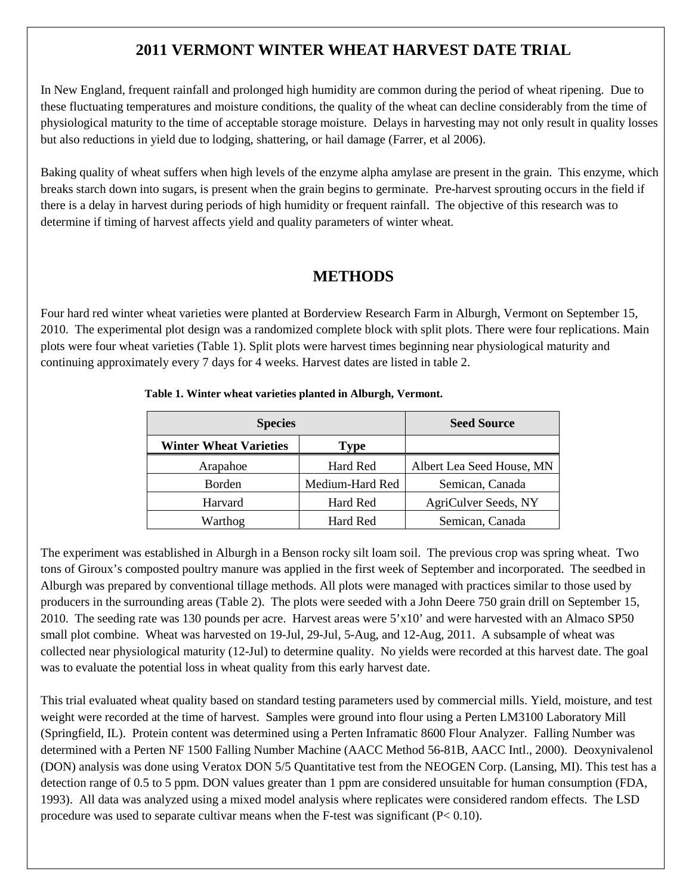# 2011 VERMONT WINTER WHEAT HARVEST DATE TRIAL

In New England, frequent rainfall and prolonged high humidity are common during the period of wheat ripening. Due to these fluctuating temperatures and moisture conditions, the quality of the wheat can decline considerably from the time of physiological maturity to the time of acceptable storage moisture. Delays in harvesting may not only result in quality losses but also reductions in yield due to lodging, shattering, or hail damage (Farrer, et al 2006).

Baking quality of wheat suffers when high levels of the enzyme alpha amylase are present in the grain. This enzyme, which breaks starch down into sugars, is present when the grain begins to germinate. Pre-harvest sprouting occurs in the field if there is a delay in harvest during periods of high humidity or frequent rainfall. The objective of this research was to determine if timing of harvest affects yield and quality parameters of winter wheat.

## METHODS

Four hard red winter wheat varieties were planted at Borderview Research Farm in Alburgh, Vermont on September 15, 2010. The experimental plot design was a randomized complete block with split plots. There were four replications. Main plots were four wheat varieties (Table 1). Split plots were harvest times beginning near physiological maturity and continuing approximately every 7 days for 4 weeks. Harvest dates are listed in table 2.

**Table 1. Winter wheat varieties planted in Alburgh, Vermont.**

| Species | | Seed Source |
|---|---|---|
| **Winter Wheat Varieties** | **Type** | |
| Arapahoe | Hard Red | Albert Lea Seed House, MN |
| Borden | Medium-Hard Red | Semican, Canada |
| Harvard | Hard Red | AgriCulver Seeds, NY |
| Warthog | Hard Red | Semican, Canada |

The experiment was established in Alburgh in a Benson rocky silt loam soil. The previous crop was spring wheat. Two tons of Giroux's composted poultry manure was applied in the first week of September and incorporated. The seedbed in Alburgh was prepared by conventional tillage methods. All plots were managed with practices similar to those used by producers in the surrounding areas (Table 2). The plots were seeded with a John Deere 750 grain drill on September 15, 2010. The seeding rate was 130 pounds per acre. Harvest areas were 5'x10' and were harvested with an Almaco SP50 small plot combine. Wheat was harvested on 19-Jul, 29-Jul, 5-Aug, and 12-Aug, 2011. A subsample of wheat was collected near physiological maturity (12-Jul) to determine quality. No yields were recorded at this harvest date. The goal was to evaluate the potential loss in wheat quality from this early harvest date.

This trial evaluated wheat quality based on standard testing parameters used by commercial mills. Yield, moisture, and test weight were recorded at the time of harvest. Samples were ground into flour using a Perten LM3100 Laboratory Mill (Springfield, IL). Protein content was determined using a Perten Inframatic 8600 Flour Analyzer. Falling Number was determined with a Perten NF 1500 Falling Number Machine (AACC Method 56-81B, AACC Intl., 2000). Deoxynivalenol (DON) analysis was done using Veratox DON 5/5 Quantitative test from the NEOGEN Corp. (Lansing, MI). This test has a detection range of 0.5 to 5 ppm. DON values greater than 1 ppm are considered unsuitable for human consumption (FDA, 1993). All data was analyzed using a mixed model analysis where replicates were considered random effects. The LSD procedure was used to separate cultivar means when the F-test was significant ($P < 0.10$).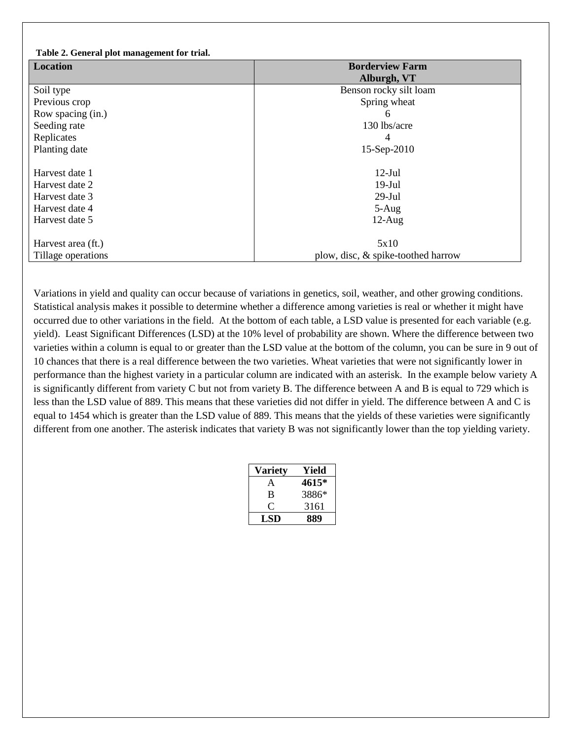**Table 2. General plot management for trial.**

| Location | Borderview Farm Alburgh, VT |
|---|---|
| Soil type | Benson rocky silt loam |
| Previous crop | Spring wheat |
| Row spacing (in.) | 6 |
| Seeding rate | 130 lbs/acre |
| Replicates | 4 |
| Planting date | 15-Sep-2010 |
| | |
| Harvest date 1 | 12-Jul |
| Harvest date 2 | 19-Jul |
| Harvest date 3 | 29-Jul |
| Harvest date 4 | 5-Aug |
| Harvest date 5 | 12-Aug |
| | |
| Harvest area (ft.) | 5x10 |
| Tillage operations | plow, disc, & spike-toothed harrow |

Variations in yield and quality can occur because of variations in genetics, soil, weather, and other growing conditions. Statistical analysis makes it possible to determine whether a difference among varieties is real or whether it might have occurred due to other variations in the field. At the bottom of each table, a LSD value is presented for each variable (e.g. yield). Least Significant Differences (LSD) at the 10% level of probability are shown. Where the difference between two varieties within a column is equal to or greater than the LSD value at the bottom of the column, you can be sure in 9 out of 10 chances that there is a real difference between the two varieties. Wheat varieties that were not significantly lower in performance than the highest variety in a particular column are indicated with an asterisk. In the example below variety A is significantly different from variety C but not from variety B. The difference between A and B is equal to 729 which is less than the LSD value of 889. This means that these varieties did not differ in yield. The difference between A and C is equal to 1454 which is greater than the LSD value of 889. This means that the yields of these varieties were significantly different from one another. The asterisk indicates that variety B was not significantly lower than the top yielding variety.

| Variety | Yield |
|---|---|
| A | **4615*** |
| B | 3886* |
| C | 3161 |
| **LSD** | **889** |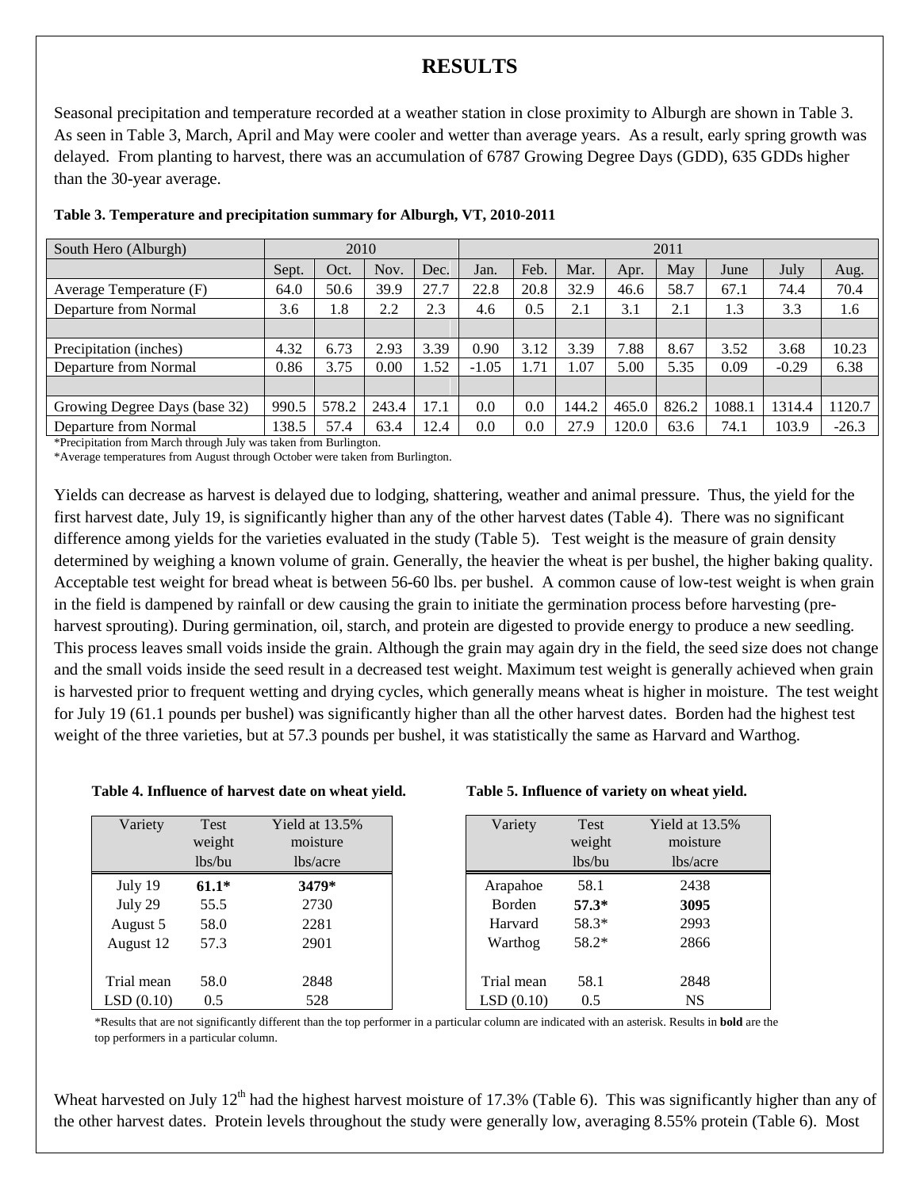# RESULTS

Seasonal precipitation and temperature recorded at a weather station in close proximity to Alburgh are shown in Table 3. As seen in Table 3, March, April and May were cooler and wetter than average years. As a result, early spring growth was delayed. From planting to harvest, there was an accumulation of 6787 Growing Degree Days (GDD), 635 GDDs higher than the 30-year average.

**Table 3. Temperature and precipitation summary for Alburgh, VT, 2010-2011**

| South Hero (Alburgh) | 2010 | | | | 2011 | | | | | | | |
|---|---|---|---|---|---|---|---|---|---|---|---|---|
| | Sept. | Oct. | Nov. | Dec. | Jan. | Feb. | Mar. | Apr. | May | June | July | Aug. |
| Average Temperature (F) | 64.0 | 50.6 | 39.9 | 27.7 | 22.8 | 20.8 | 32.9 | 46.6 | 58.7 | 67.1 | 74.4 | 70.4 |
| Departure from Normal | 3.6 | 1.8 | 2.2 | 2.3 | 4.6 | 0.5 | 2.1 | 3.1 | 2.1 | 1.3 | 3.3 | 1.6 |
| | | | | | | | | | | | | |
| Precipitation (inches) | 4.32 | 6.73 | 2.93 | 3.39 | 0.90 | 3.12 | 3.39 | 7.88 | 8.67 | 3.52 | 3.68 | 10.23 |
| Departure from Normal | 0.86 | 3.75 | 0.00 | 1.52 | -1.05 | 1.71 | 1.07 | 5.00 | 5.35 | 0.09 | -0.29 | 6.38 |
| | | | | | | | | | | | | |
| Growing Degree Days (base 32) | 990.5 | 578.2 | 243.4 | 17.1 | 0.0 | 0.0 | 144.2 | 465.0 | 826.2 | 1088.1 | 1314.4 | 1120.7 |
| Departure from Normal | 138.5 | 57.4 | 63.4 | 12.4 | 0.0 | 0.0 | 27.9 | 120.0 | 63.6 | 74.1 | 103.9 | -26.3 |

*Precipitation from March through July was taken from Burlington.
*Average temperatures from August through October were taken from Burlington.

Yields can decrease as harvest is delayed due to lodging, shattering, weather and animal pressure. Thus, the yield for the first harvest date, July 19, is significantly higher than any of the other harvest dates (Table 4). There was no significant difference among yields for the varieties evaluated in the study (Table 5). Test weight is the measure of grain density determined by weighing a known volume of grain. Generally, the heavier the wheat is per bushel, the higher baking quality. Acceptable test weight for bread wheat is between 56-60 lbs. per bushel. A common cause of low-test weight is when grain in the field is dampened by rainfall or dew causing the grain to initiate the germination process before harvesting (pre-harvest sprouting). During germination, oil, starch, and protein are digested to provide energy to produce a new seedling. This process leaves small voids inside the grain. Although the grain may again dry in the field, the seed size does not change and the small voids inside the seed result in a decreased test weight. Maximum test weight is generally achieved when grain is harvested prior to frequent wetting and drying cycles, which generally means wheat is higher in moisture. The test weight for July 19 (61.1 pounds per bushel) was significantly higher than all the other harvest dates. Borden had the highest test weight of the three varieties, but at 57.3 pounds per bushel, it was statistically the same as Harvard and Warthog.

**Table 4. Influence of harvest date on wheat yield.**

| Variety | Test weight lbs/bu | Yield at 13.5% moisture lbs/acre |
|---|---|---|
| July 19 | **61.1*** | **3479*** |
| July 29 | 55.5 | 2730 |
| August 5 | 58.0 | 2281 |
| August 12 | 57.3 | 2901 |
| Trial mean | 58.0 | 2848 |
| LSD (0.10) | 0.5 | 528 |

**Table 5. Influence of variety on wheat yield.**

| Variety | Test weight lbs/bu | Yield at 13.5% moisture lbs/acre |
|---|---|---|
| Arapahoe | 58.1 | 2438 |
| Borden | **57.3*** | **3095** |
| Harvard | 58.3* | 2993 |
| Warthog | 58.2* | 2866 |
| Trial mean | 58.1 | 2848 |
| LSD (0.10) | 0.5 | NS |

*Results that are not significantly different than the top performer in a particular column are indicated with an asterisk. Results in **bold** are the top performers in a particular column.

Wheat harvested on July 12th had the highest harvest moisture of 17.3% (Table 6). This was significantly higher than any of the other harvest dates. Protein levels throughout the study were generally low, averaging 8.55% protein (Table 6). Most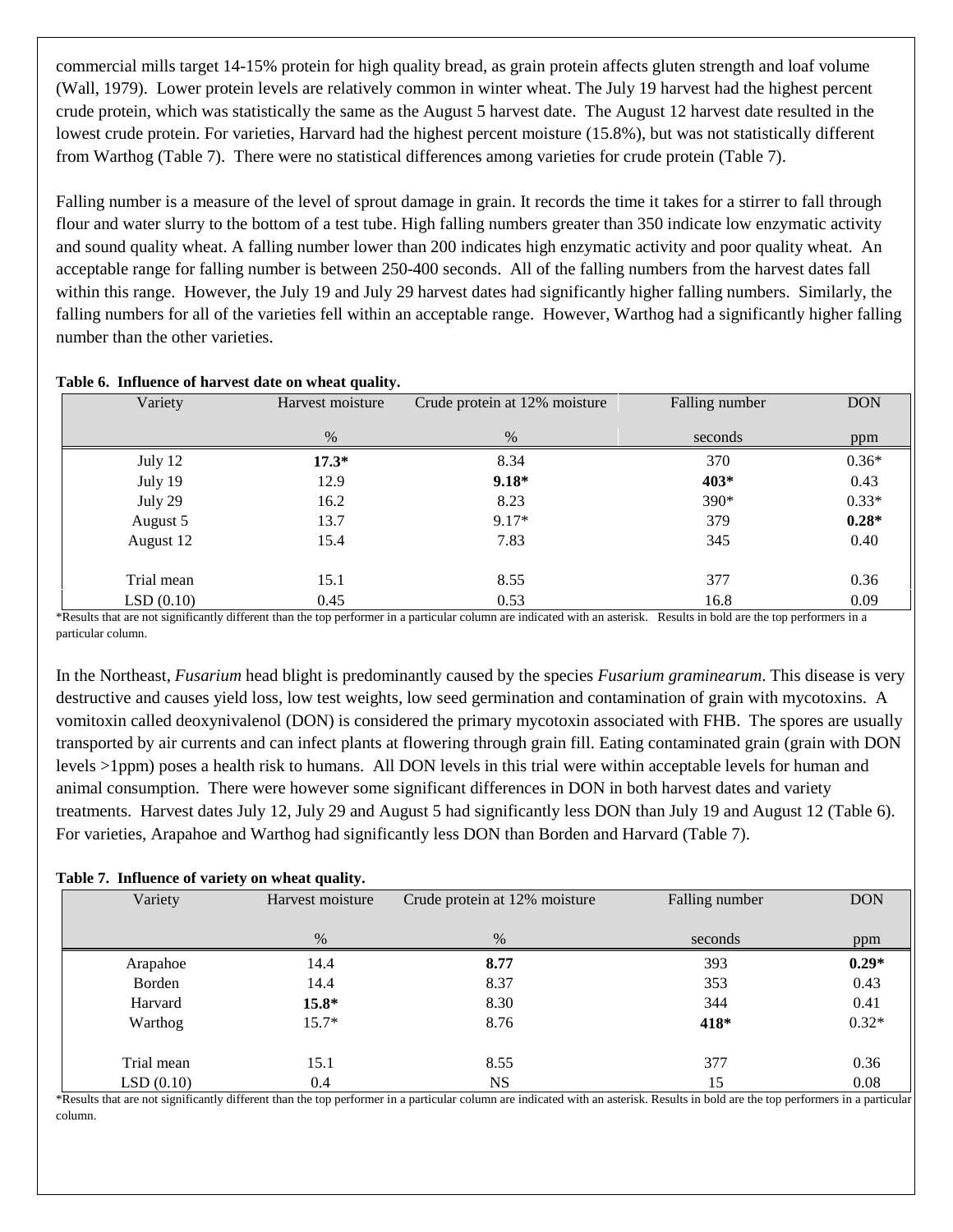commercial mills target 14-15% protein for high quality bread, as grain protein affects gluten strength and loaf volume (Wall, 1979). Lower protein levels are relatively common in winter wheat. The July 19 harvest had the highest percent crude protein, which was statistically the same as the August 5 harvest date. The August 12 harvest date resulted in the lowest crude protein. For varieties, Harvard had the highest percent moisture (15.8%), but was not statistically different from Warthog (Table 7). There were no statistical differences among varieties for crude protein (Table 7).

Falling number is a measure of the level of sprout damage in grain. It records the time it takes for a stirrer to fall through flour and water slurry to the bottom of a test tube. High falling numbers greater than 350 indicate low enzymatic activity and sound quality wheat. A falling number lower than 200 indicates high enzymatic activity and poor quality wheat. An acceptable range for falling number is between 250-400 seconds. All of the falling numbers from the harvest dates fall within this range. However, the July 19 and July 29 harvest dates had significantly higher falling numbers. Similarly, the falling numbers for all of the varieties fell within an acceptable range. However, Warthog had a significantly higher falling number than the other varieties.

**Table 6. Influence of harvest date on wheat quality.**

| Variety | Harvest moisture | Crude protein at 12% moisture | Falling number | DON |
|---|---|---|---|---|
| | % | % | seconds | ppm |
| July 12 | **17.3*** | 8.34 | 370 | 0.36* |
| July 19 | 12.9 | **9.18*** | **403*** | 0.43 |
| July 29 | 16.2 | 8.23 | 390* | 0.33* |
| August 5 | 13.7 | 9.17* | 379 | **0.28*** |
| August 12 | 15.4 | 7.83 | 345 | 0.40 |
| Trial mean | 15.1 | 8.55 | 377 | 0.36 |
| LSD (0.10) | 0.45 | 0.53 | 16.8 | 0.09 |

*Results that are not significantly different than the top performer in a particular column are indicated with an asterisk. Results in bold are the top performers in a particular column.

In the Northeast, *Fusarium* head blight is predominantly caused by the species *Fusarium graminearum*. This disease is very destructive and causes yield loss, low test weights, low seed germination and contamination of grain with mycotoxins. A vomitoxin called deoxynivalenol (DON) is considered the primary mycotoxin associated with FHB. The spores are usually transported by air currents and can infect plants at flowering through grain fill. Eating contaminated grain (grain with DON levels >1ppm) poses a health risk to humans. All DON levels in this trial were within acceptable levels for human and animal consumption. There were however some significant differences in DON in both harvest dates and variety treatments. Harvest dates July 12, July 29 and August 5 had significantly less DON than July 19 and August 12 (Table 6). For varieties, Arapahoe and Warthog had significantly less DON than Borden and Harvard (Table 7).

**Table 7. Influence of variety on wheat quality.**

| Variety | Harvest moisture | Crude protein at 12% moisture | Falling number | DON |
|---|---|---|---|---|
| | % | % | seconds | ppm |
| Arapahoe | 14.4 | **8.77** | 393 | **0.29*** |
| Borden | 14.4 | 8.37 | 353 | 0.43 |
| Harvard | **15.8*** | 8.30 | 344 | 0.41 |
| Warthog | 15.7* | 8.76 | **418*** | 0.32* |
| Trial mean | 15.1 | 8.55 | 377 | 0.36 |
| LSD (0.10) | 0.4 | NS | 15 | 0.08 |

*Results that are not significantly different than the top performer in a particular column are indicated with an asterisk. Results in bold are the top performers in a particular column.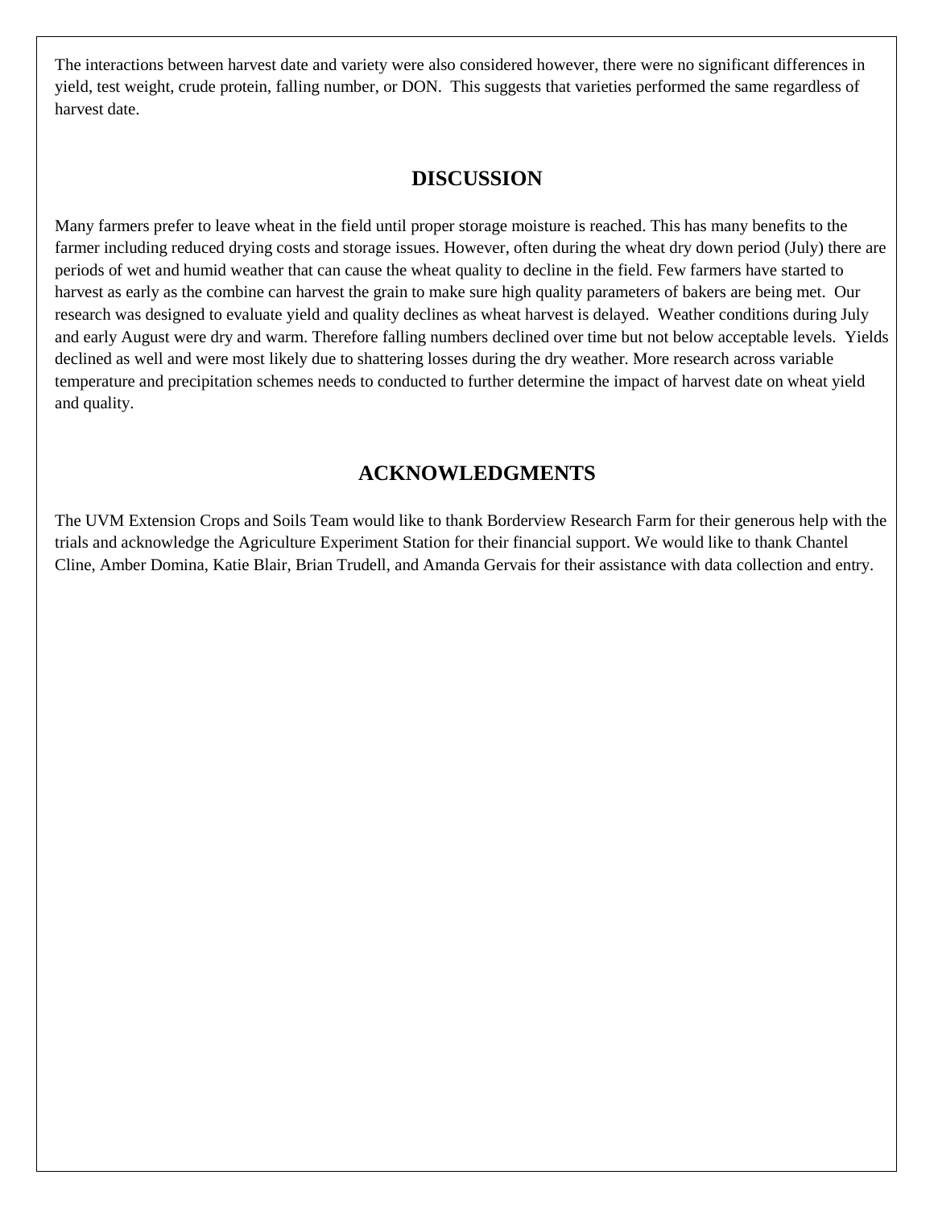The interactions between harvest date and variety were also considered however, there were no significant differences in yield, test weight, crude protein, falling number, or DON. This suggests that varieties performed the same regardless of harvest date.

## DISCUSSION

Many farmers prefer to leave wheat in the field until proper storage moisture is reached. This has many benefits to the farmer including reduced drying costs and storage issues. However, often during the wheat dry down period (July) there are periods of wet and humid weather that can cause the wheat quality to decline in the field. Few farmers have started to harvest as early as the combine can harvest the grain to make sure high quality parameters of bakers are being met. Our research was designed to evaluate yield and quality declines as wheat harvest is delayed. Weather conditions during July and early August were dry and warm. Therefore falling numbers declined over time but not below acceptable levels. Yields declined as well and were most likely due to shattering losses during the dry weather. More research across variable temperature and precipitation schemes needs to conducted to further determine the impact of harvest date on wheat yield and quality.

## ACKNOWLEDGMENTS

The UVM Extension Crops and Soils Team would like to thank Borderview Research Farm for their generous help with the trials and acknowledge the Agriculture Experiment Station for their financial support. We would like to thank Chantel Cline, Amber Domina, Katie Blair, Brian Trudell, and Amanda Gervais for their assistance with data collection and entry.